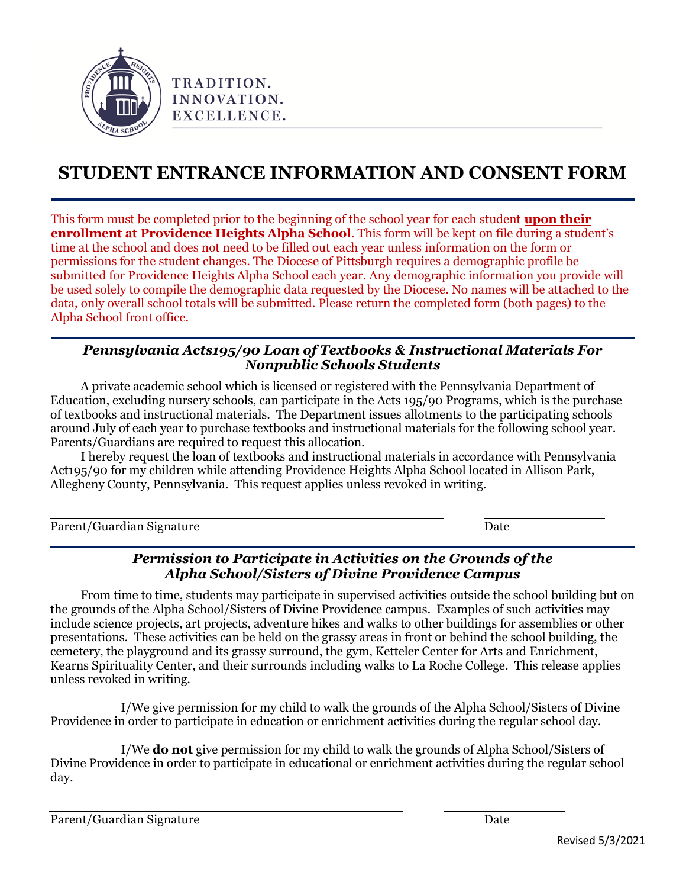TRADITION.
INNOVATION.
EXCELLENCE.

# STUDENT ENTRANCE INFORMATION AND CONSENT FORM

This form must be completed prior to the beginning of the school year for each student **upon their enrollment at Providence Heights Alpha School**. This form will be kept on file during a student's time at the school and does not need to be filled out each year unless information on the form or permissions for the student changes. The Diocese of Pittsburgh requires a demographic profile be submitted for Providence Heights Alpha School each year. Any demographic information you provide will be used solely to compile the demographic data requested by the Diocese. No names will be attached to the data, only overall school totals will be submitted. Please return the completed form (both pages) to the Alpha School front office.

### *Pennsylvania Acts195/90 Loan of Textbooks & Instructional Materials For Nonpublic Schools Students*

A private academic school which is licensed or registered with the Pennsylvania Department of Education, excluding nursery schools, can participate in the Acts 195/90 Programs, which is the purchase of textbooks and instructional materials. The Department issues allotments to the participating schools around July of each year to purchase textbooks and instructional materials for the following school year. Parents/Guardians are required to request this allocation.

I hereby request the loan of textbooks and instructional materials in accordance with Pennsylvania Act195/90 for my children while attending Providence Heights Alpha School located in Allison Park, Allegheny County, Pennsylvania. This request applies unless revoked in writing.

______________________________________________ ______________

Parent/Guardian Signature Date

### *Permission to Participate in Activities on the Grounds of the Alpha School/Sisters of Divine Providence Campus*

From time to time, students may participate in supervised activities outside the school building but on the grounds of the Alpha School/Sisters of Divine Providence campus. Examples of such activities may include science projects, art projects, adventure hikes and walks to other buildings for assemblies or other presentations. These activities can be held on the grassy areas in front or behind the school building, the cemetery, the playground and its grassy surround, the gym, Ketteler Center for Arts and Enrichment, Kearns Spirituality Center, and their surrounds including walks to La Roche College. This release applies unless revoked in writing.

_________I/We give permission for my child to walk the grounds of the Alpha School/Sisters of Divine Providence in order to participate in education or enrichment activities during the regular school day.

_________I/We **do not** give permission for my child to walk the grounds of Alpha School/Sisters of Divine Providence in order to participate in educational or enrichment activities during the regular school day.

______________________________________________ ______________

Parent/Guardian Signature Date

Revised 5/3/2021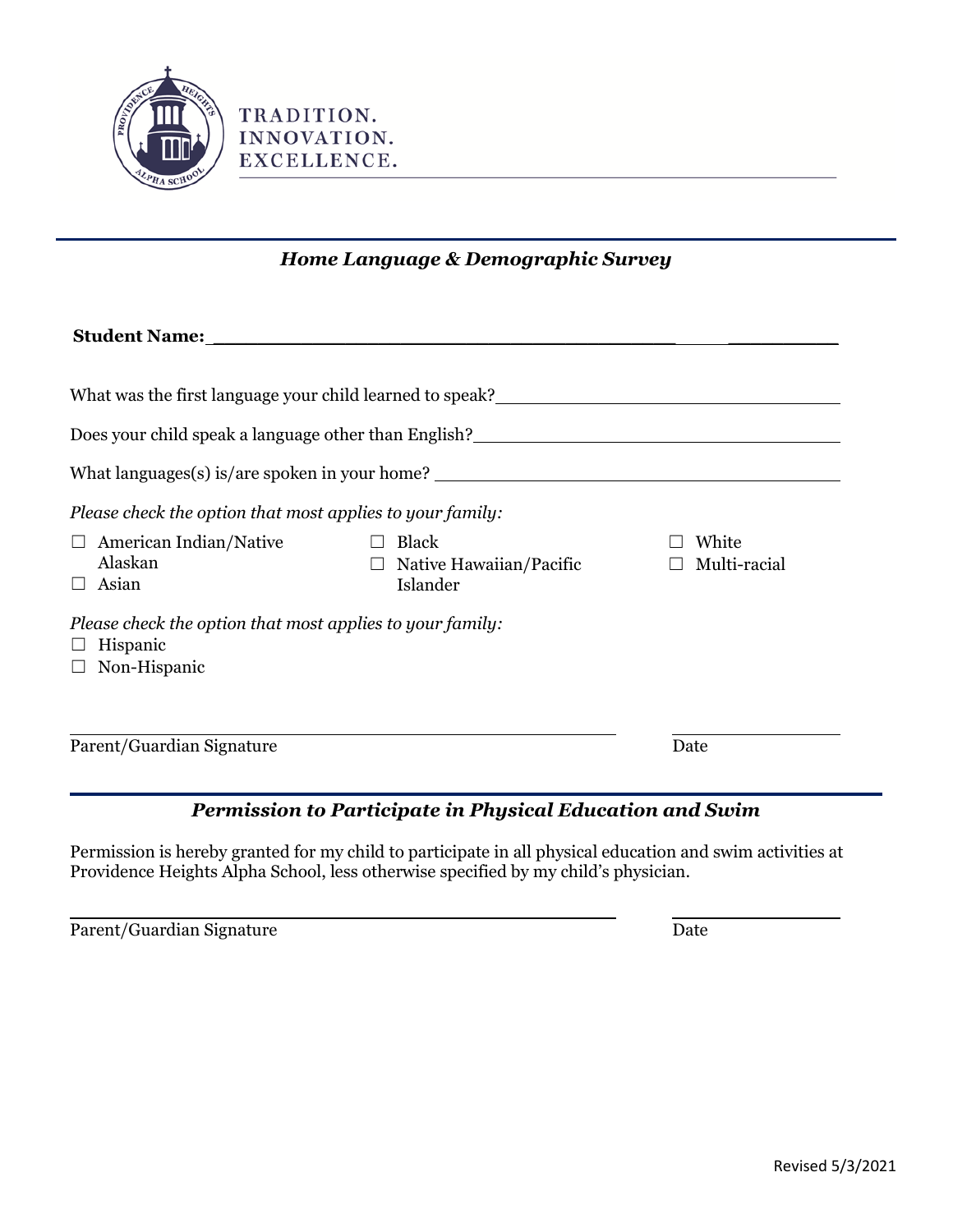TRADITION.
INNOVATION.
EXCELLENCE.

## *Home Language & Demographic Survey*

**Student Name:** ______________________________________________

What was the first language your child learned to speak? ______________________________

Does your child speak a language other than English? ______________________________

What languages(s) is/are spoken in your home? ______________________________

*Please check the option that most applies to your family:*

☐ American Indian/Native Alaskan
☐ Asian
☐ Black
☐ Native Hawaiian/Pacific Islander
☐ White
☐ Multi-racial

*Please check the option that most applies to your family:*

☐ Hispanic
☐ Non-Hispanic

______________________________ ______________
Parent/Guardian Signature Date

## *Permission to Participate in Physical Education and Swim*

Permission is hereby granted for my child to participate in all physical education and swim activities at Providence Heights Alpha School, less otherwise specified by my child's physician.

______________________________ ______________
Parent/Guardian Signature Date

Revised 5/3/2021